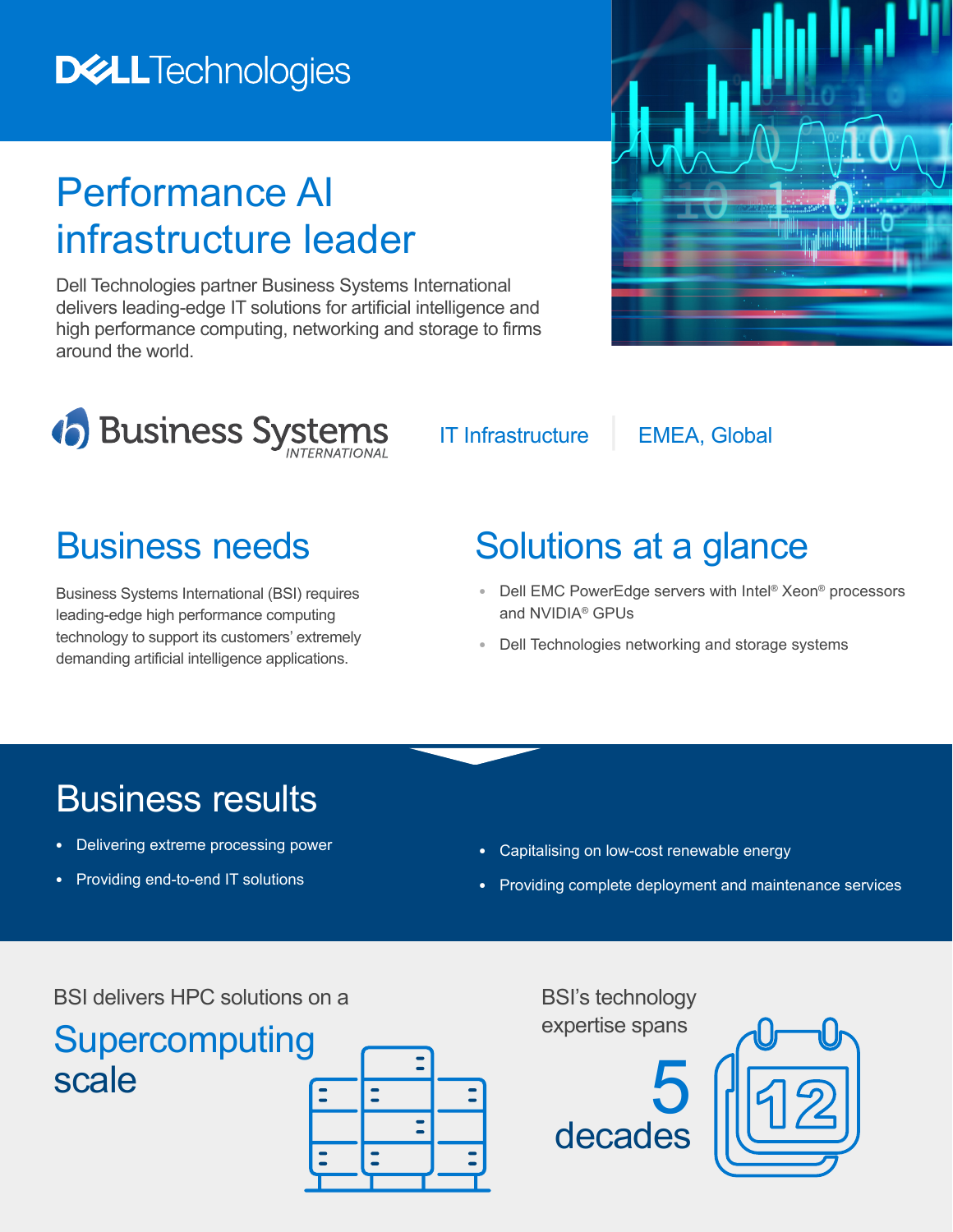Dell Technologies

# Performance AI infrastructure leader

Dell Technologies partner Business Systems International delivers leading-edge IT solutions for artificial intelligence and high performance computing, networking and storage to firms around the world.

Business Systems INTERNATIONAL | IT Infrastructure | EMEA, Global

## Business needs

Business Systems International (BSI) requires leading-edge high performance computing technology to support its customers' extremely demanding artificial intelligence applications.

## Solutions at a glance

- Dell EMC PowerEdge servers with Intel® Xeon® processors and NVIDIA® GPUs
- Dell Technologies networking and storage systems

## Business results

- Delivering extreme processing power
- Providing end-to-end IT solutions
- Capitalising on low-cost renewable energy
- Providing complete deployment and maintenance services

BSI delivers HPC solutions on a **Supercomputing scale**

BSI's technology expertise spans **5 decades**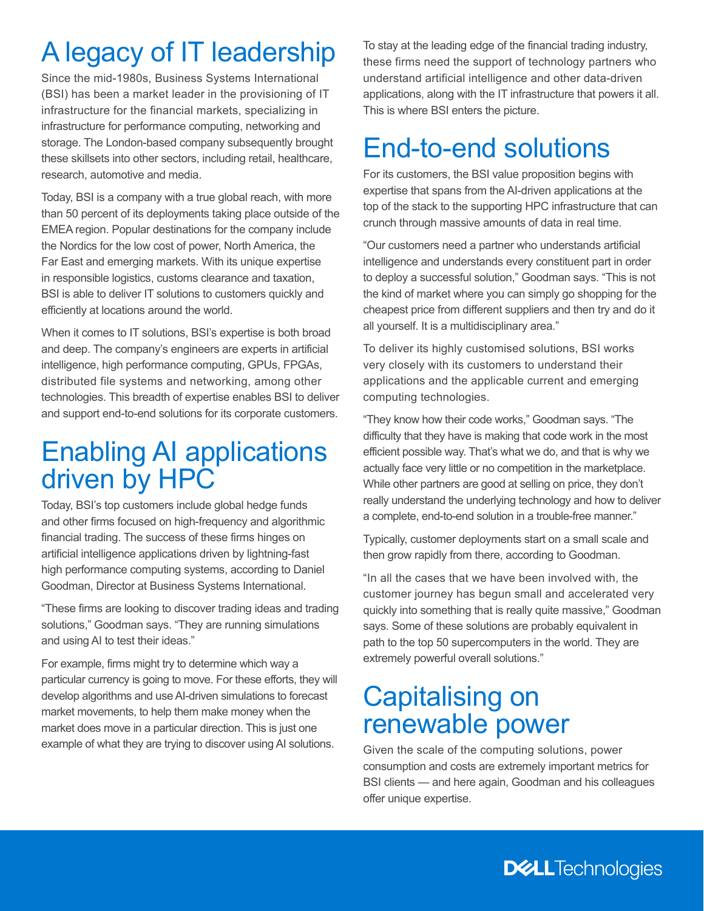# A legacy of IT leadership

Since the mid-1980s, Business Systems International (BSI) has been a market leader in the provisioning of IT infrastructure for the financial markets, specializing in infrastructure for performance computing, networking and storage. The London-based company subsequently brought these skillsets into other sectors, including retail, healthcare, research, automotive and media.

Today, BSI is a company with a true global reach, with more than 50 percent of its deployments taking place outside of the EMEA region. Popular destinations for the company include the Nordics for the low cost of power, North America, the Far East and emerging markets. With its unique expertise in responsible logistics, customs clearance and taxation, BSI is able to deliver IT solutions to customers quickly and efficiently at locations around the world.

When it comes to IT solutions, BSI's expertise is both broad and deep. The company's engineers are experts in artificial intelligence, high performance computing, GPUs, FPGAs, distributed file systems and networking, among other technologies. This breadth of expertise enables BSI to deliver and support end-to-end solutions for its corporate customers.

# Enabling AI applications driven by HPC

Today, BSI's top customers include global hedge funds and other firms focused on high-frequency and algorithmic financial trading. The success of these firms hinges on artificial intelligence applications driven by lightning-fast high performance computing systems, according to Daniel Goodman, Director at Business Systems International.

"These firms are looking to discover trading ideas and trading solutions," Goodman says. "They are running simulations and using AI to test their ideas."

For example, firms might try to determine which way a particular currency is going to move. For these efforts, they will develop algorithms and use AI-driven simulations to forecast market movements, to help them make money when the market does move in a particular direction. This is just one example of what they are trying to discover using AI solutions.

To stay at the leading edge of the financial trading industry, these firms need the support of technology partners who understand artificial intelligence and other data-driven applications, along with the IT infrastructure that powers it all. This is where BSI enters the picture.

# End-to-end solutions

For its customers, the BSI value proposition begins with expertise that spans from the AI-driven applications at the top of the stack to the supporting HPC infrastructure that can crunch through massive amounts of data in real time.

"Our customers need a partner who understands artificial intelligence and understands every constituent part in order to deploy a successful solution," Goodman says. "This is not the kind of market where you can simply go shopping for the cheapest price from different suppliers and then try and do it all yourself. It is a multidisciplinary area."

To deliver its highly customised solutions, BSI works very closely with its customers to understand their applications and the applicable current and emerging computing technologies.

"They know how their code works," Goodman says. "The difficulty that they have is making that code work in the most efficient possible way. That's what we do, and that is why we actually face very little or no competition in the marketplace. While other partners are good at selling on price, they don't really understand the underlying technology and how to deliver a complete, end-to-end solution in a trouble-free manner."

Typically, customer deployments start on a small scale and then grow rapidly from there, according to Goodman.

"In all the cases that we have been involved with, the customer journey has begun small and accelerated very quickly into something that is really quite massive," Goodman says. Some of these solutions are probably equivalent in path to the top 50 supercomputers in the world. They are extremely powerful overall solutions."

# Capitalising on renewable power

Given the scale of the computing solutions, power consumption and costs are extremely important metrics for BSI clients — and here again, Goodman and his colleagues offer unique expertise.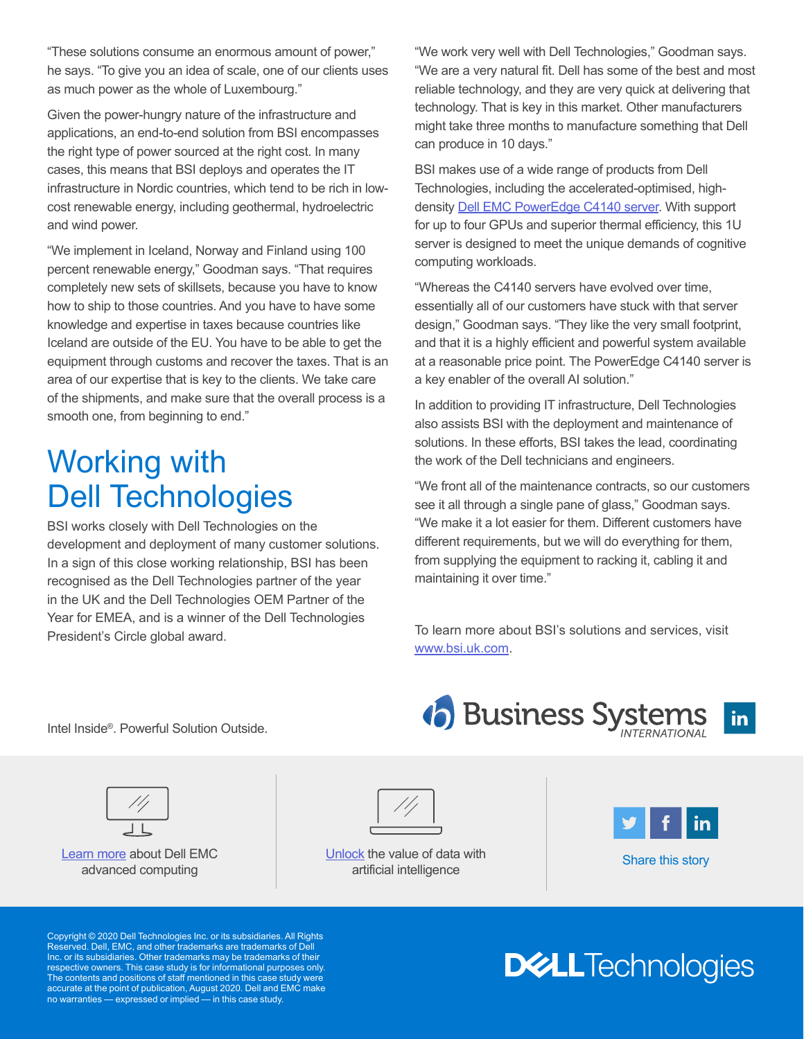"These solutions consume an enormous amount of power," he says. "To give you an idea of scale, one of our clients uses as much power as the whole of Luxembourg."

Given the power-hungry nature of the infrastructure and applications, an end-to-end solution from BSI encompasses the right type of power sourced at the right cost. In many cases, this means that BSI deploys and operates the IT infrastructure in Nordic countries, which tend to be rich in low-cost renewable energy, including geothermal, hydroelectric and wind power.

"We implement in Iceland, Norway and Finland using 100 percent renewable energy," Goodman says. "That requires completely new sets of skillsets, because you have to know how to ship to those countries. And you have to have some knowledge and expertise in taxes because countries like Iceland are outside of the EU. You have to be able to get the equipment through customs and recover the taxes. That is an area of our expertise that is key to the clients. We take care of the shipments, and make sure that the overall process is a smooth one, from beginning to end."

## Working with Dell Technologies

BSI works closely with Dell Technologies on the development and deployment of many customer solutions. In a sign of this close working relationship, BSI has been recognised as the Dell Technologies partner of the year in the UK and the Dell Technologies OEM Partner of the Year for EMEA, and is a winner of the Dell Technologies President's Circle global award.

"We work very well with Dell Technologies," Goodman says. "We are a very natural fit. Dell has some of the best and most reliable technology, and they are very quick at delivering that technology. That is key in this market. Other manufacturers might take three months to manufacture something that Dell can produce in 10 days."

BSI makes use of a wide range of products from Dell Technologies, including the accelerated-optimised, high-density Dell EMC PowerEdge C4140 server. With support for up to four GPUs and superior thermal efficiency, this 1U server is designed to meet the unique demands of cognitive computing workloads.

"Whereas the C4140 servers have evolved over time, essentially all of our customers have stuck with that server design," Goodman says. "They like the very small footprint, and that it is a highly efficient and powerful system available at a reasonable price point. The PowerEdge C4140 server is a key enabler of the overall AI solution."

In addition to providing IT infrastructure, Dell Technologies also assists BSI with the deployment and maintenance of solutions. In these efforts, BSI takes the lead, coordinating the work of the Dell technicians and engineers.

"We front all of the maintenance contracts, so our customers see it all through a single pane of glass," Goodman says. "We make it a lot easier for them. Different customers have different requirements, but we will do everything for them, from supplying the equipment to racking it, cabling it and maintaining it over time."

To learn more about BSI's solutions and services, visit www.bsi.uk.com.

Intel Inside®. Powerful Solution Outside.

Business Systems INTERNATIONAL

Learn more about Dell EMC advanced computing

Unlock the value of data with artificial intelligence

Share this story

Copyright © 2020 Dell Technologies Inc. or its subsidiaries. All Rights Reserved. Dell, EMC, and other trademarks are trademarks of Dell Inc. or its subsidiaries. Other trademarks may be trademarks of their respective owners. This case study is for informational purposes only. The contents and positions of staff mentioned in this case study were accurate at the point of publication, August 2020. Dell and EMC make no warranties — expressed or implied — in this case study.

DELL Technologies